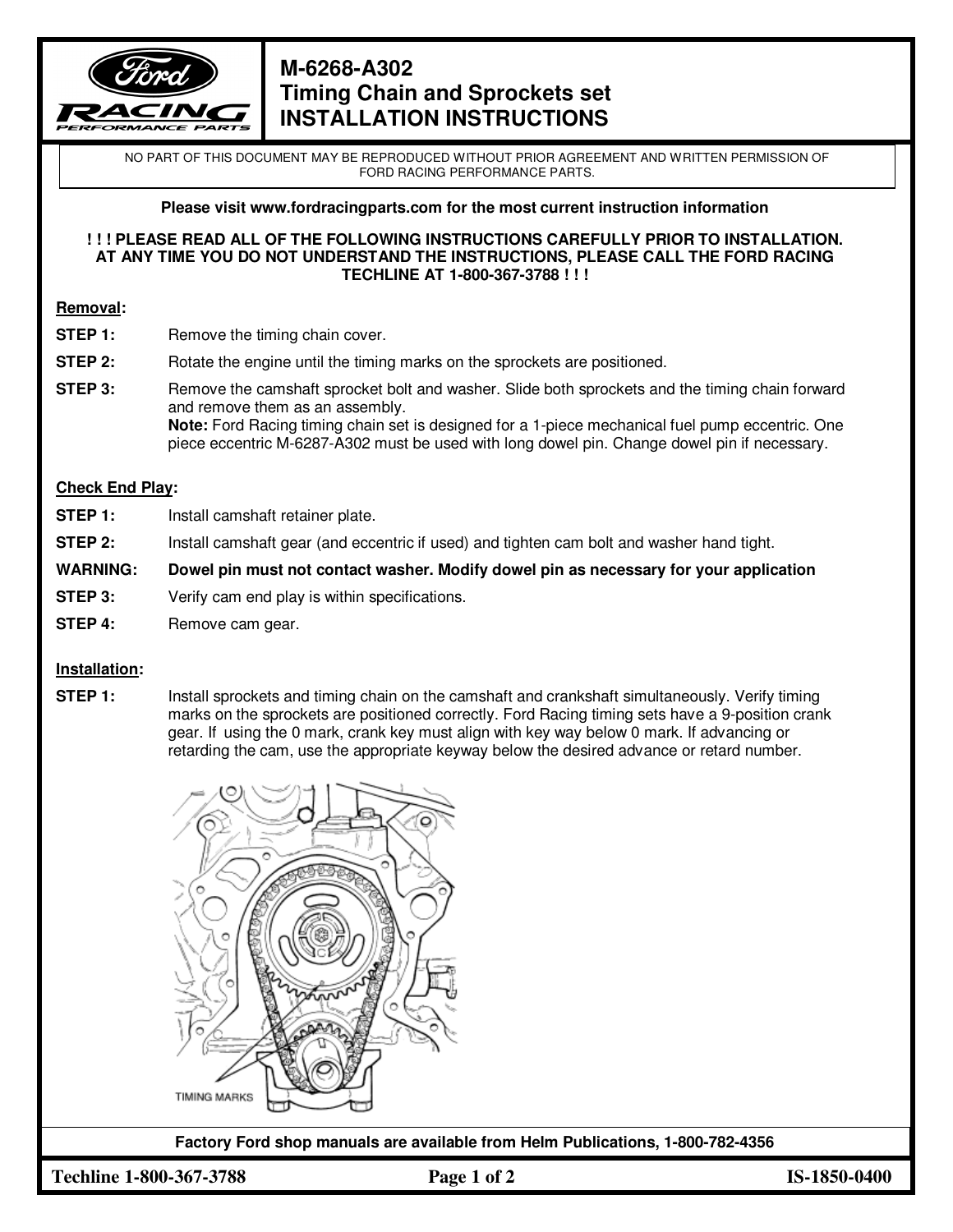# M-6268-A302
# Timing Chain and Sprockets set
# INSTALLATION INSTRUCTIONS

NO PART OF THIS DOCUMENT MAY BE REPRODUCED WITHOUT PRIOR AGREEMENT AND WRITTEN PERMISSION OF FORD RACING PERFORMANCE PARTS.

**Please visit www.fordracingparts.com for the most current instruction information**

**! ! ! PLEASE READ ALL OF THE FOLLOWING INSTRUCTIONS CAREFULLY PRIOR TO INSTALLATION. AT ANY TIME YOU DO NOT UNDERSTAND THE INSTRUCTIONS, PLEASE CALL THE FORD RACING TECHLINE AT 1-800-367-3788 ! ! !**

## Removal:

**STEP 1:** Remove the timing chain cover.

**STEP 2:** Rotate the engine until the timing marks on the sprockets are positioned.

**STEP 3:** Remove the camshaft sprocket bolt and washer. Slide both sprockets and the timing chain forward and remove them as an assembly.
**Note:** Ford Racing timing chain set is designed for a 1-piece mechanical fuel pump eccentric. One piece eccentric M-6287-A302 must be used with long dowel pin. Change dowel pin if necessary.

## Check End Play:

**STEP 1:** Install camshaft retainer plate.

**STEP 2:** Install camshaft gear (and eccentric if used) and tighten cam bolt and washer hand tight.

**WARNING:** **Dowel pin must not contact washer. Modify dowel pin as necessary for your application**

**STEP 3:** Verify cam end play is within specifications.

**STEP 4:** Remove cam gear.

## Installation:

**STEP 1:** Install sprockets and timing chain on the camshaft and crankshaft simultaneously. Verify timing marks on the sprockets are positioned correctly. Ford Racing timing sets have a 9-position crank gear. If using the 0 mark, crank key must align with key way below 0 mark. If advancing or retarding the cam, use the appropriate keyway below the desired advance or retard number.

TIMING MARKS

**Factory Ford shop manuals are available from Helm Publications, 1-800-782-4356**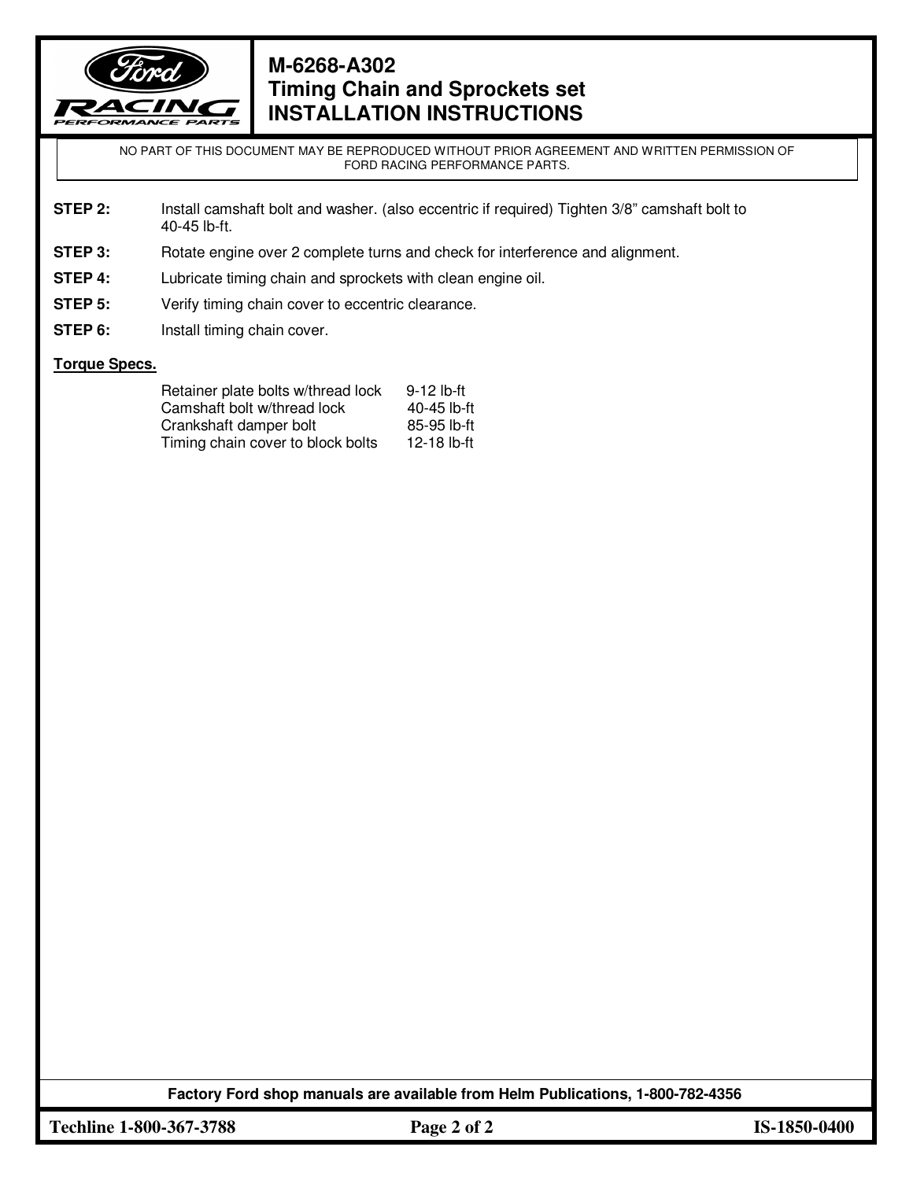# M-6268-A302
# Timing Chain and Sprockets set
# INSTALLATION INSTRUCTIONS

NO PART OF THIS DOCUMENT MAY BE REPRODUCED WITHOUT PRIOR AGREEMENT AND WRITTEN PERMISSION OF FORD RACING PERFORMANCE PARTS.

**STEP 2:** Install camshaft bolt and washer. (also eccentric if required) Tighten 3/8" camshaft bolt to 40-45 lb-ft.

**STEP 3:** Rotate engine over 2 complete turns and check for interference and alignment.

**STEP 4:** Lubricate timing chain and sprockets with clean engine oil.

**STEP 5:** Verify timing chain cover to eccentric clearance.

**STEP 6:** Install timing chain cover.

**Torque Specs.**

| | |
|---|---|
| Retainer plate bolts w/thread lock | 9-12 lb-ft |
| Camshaft bolt w/thread lock | 40-45 lb-ft |
| Crankshaft damper bolt | 85-95 lb-ft |
| Timing chain cover to block bolts | 12-18 lb-ft |

**Factory Ford shop manuals are available from Helm Publications, 1-800-782-4356**

**Techline 1-800-367-3788** **IS-1850-0400**